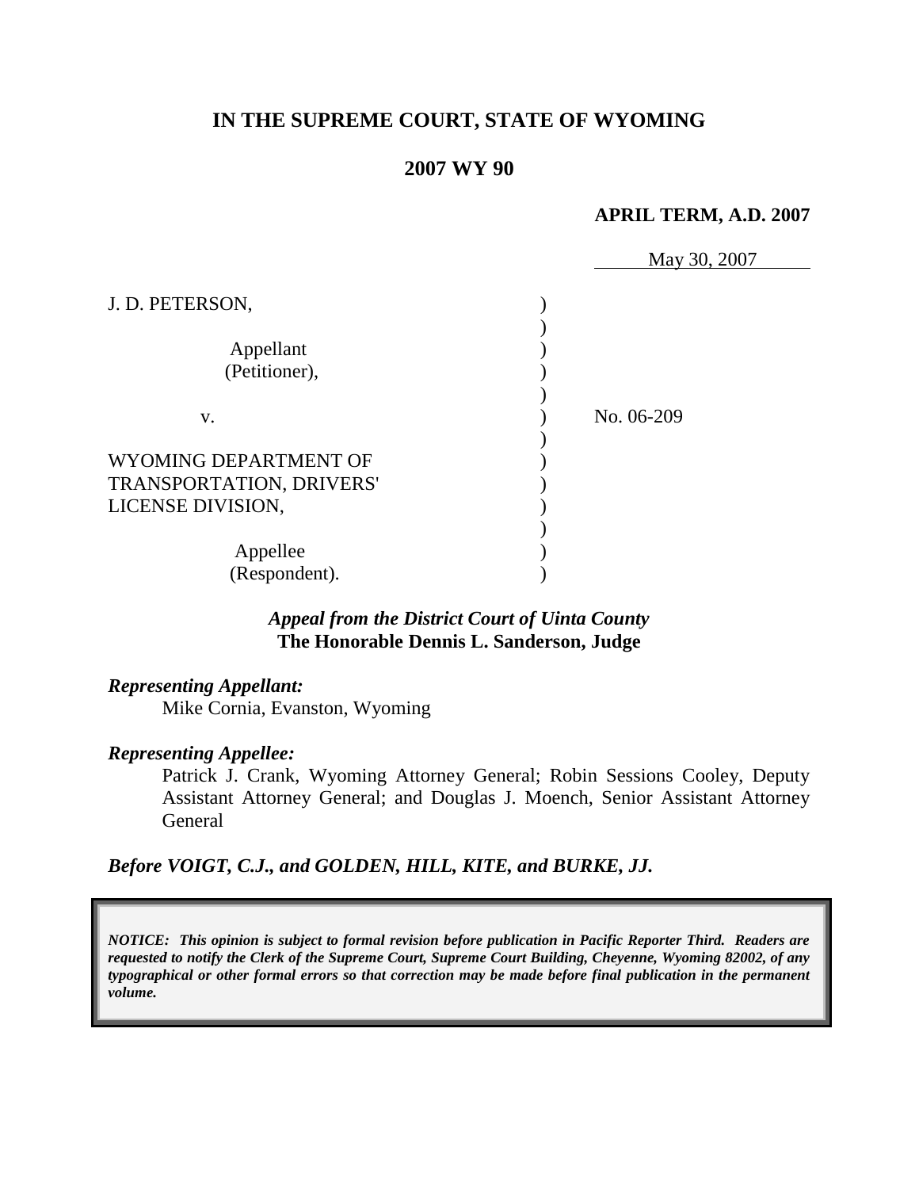# IN THE SUPREME COURT, STATE OF WYOMING

## 2007 WY 90

**APRIL TERM, A.D. 2007**

May 30, 2007

J. D. PETERSON,

Appellant (Petitioner),

v.

WYOMING DEPARTMENT OF TRANSPORTATION, DRIVERS' LICENSE DIVISION,

Appellee (Respondent).

No. 06-209

***Appeal from the District Court of Uinta County***
**The Honorable Dennis L. Sanderson, Judge**

***Representing Appellant:***

Mike Cornia, Evanston, Wyoming

***Representing Appellee:***

Patrick J. Crank, Wyoming Attorney General; Robin Sessions Cooley, Deputy Assistant Attorney General; and Douglas J. Moench, Senior Assistant Attorney General

***Before VOIGT, C.J., and GOLDEN, HILL, KITE, and BURKE, JJ.***

***NOTICE: This opinion is subject to formal revision before publication in Pacific Reporter Third. Readers are requested to notify the Clerk of the Supreme Court, Supreme Court Building, Cheyenne, Wyoming 82002, of any typographical or other formal errors so that correction may be made before final publication in the permanent volume.***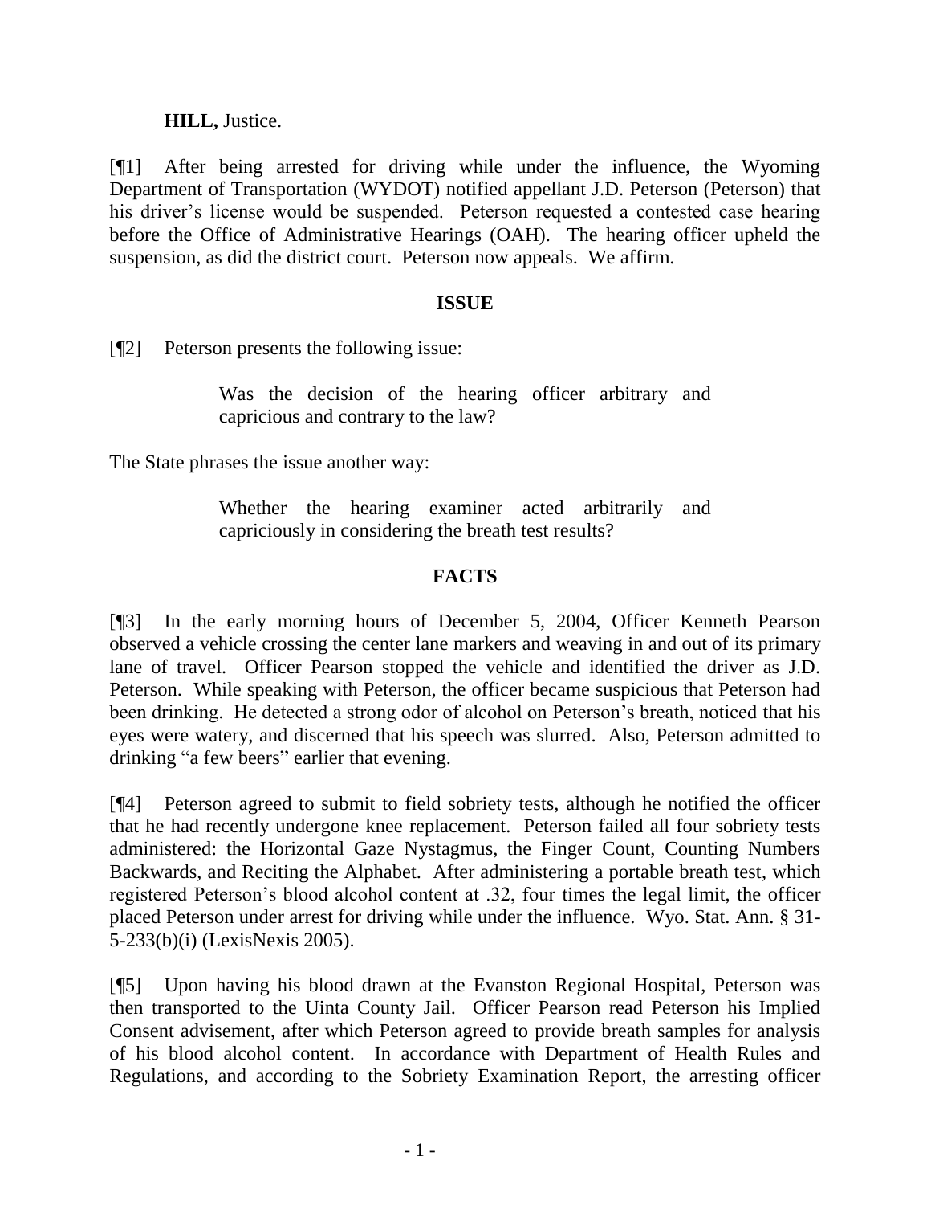**HILL,** Justice.

[¶1] After being arrested for driving while under the influence, the Wyoming Department of Transportation (WYDOT) notified appellant J.D. Peterson (Peterson) that his driver's license would be suspended. Peterson requested a contested case hearing before the Office of Administrative Hearings (OAH). The hearing officer upheld the suspension, as did the district court. Peterson now appeals. We affirm.

## ISSUE

[¶2] Peterson presents the following issue:

> Was the decision of the hearing officer arbitrary and capricious and contrary to the law?

The State phrases the issue another way:

> Whether the hearing examiner acted arbitrarily and capriciously in considering the breath test results?

## FACTS

[¶3] In the early morning hours of December 5, 2004, Officer Kenneth Pearson observed a vehicle crossing the center lane markers and weaving in and out of its primary lane of travel. Officer Pearson stopped the vehicle and identified the driver as J.D. Peterson. While speaking with Peterson, the officer became suspicious that Peterson had been drinking. He detected a strong odor of alcohol on Peterson's breath, noticed that his eyes were watery, and discerned that his speech was slurred. Also, Peterson admitted to drinking "a few beers" earlier that evening.

[¶4] Peterson agreed to submit to field sobriety tests, although he notified the officer that he had recently undergone knee replacement. Peterson failed all four sobriety tests administered: the Horizontal Gaze Nystagmus, the Finger Count, Counting Numbers Backwards, and Reciting the Alphabet. After administering a portable breath test, which registered Peterson's blood alcohol content at .32, four times the legal limit, the officer placed Peterson under arrest for driving while under the influence. Wyo. Stat. Ann. § 31-5-233(b)(i) (LexisNexis 2005).

[¶5] Upon having his blood drawn at the Evanston Regional Hospital, Peterson was then transported to the Uinta County Jail. Officer Pearson read Peterson his Implied Consent advisement, after which Peterson agreed to provide breath samples for analysis of his blood alcohol content. In accordance with Department of Health Rules and Regulations, and according to the Sobriety Examination Report, the arresting officer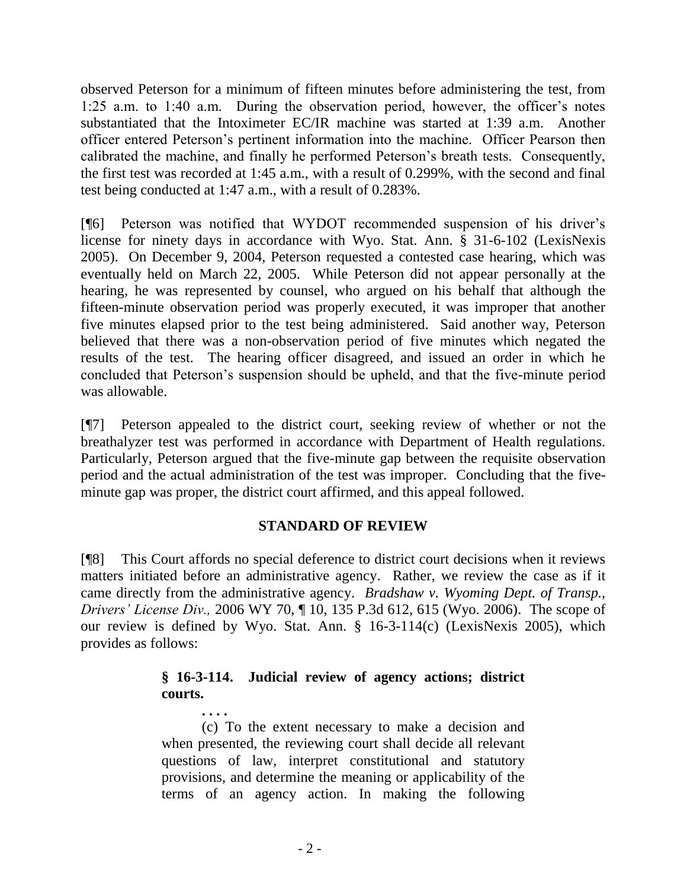observed Peterson for a minimum of fifteen minutes before administering the test, from 1:25 a.m. to 1:40 a.m. During the observation period, however, the officer's notes substantiated that the Intoximeter EC/IR machine was started at 1:39 a.m. Another officer entered Peterson's pertinent information into the machine. Officer Pearson then calibrated the machine, and finally he performed Peterson's breath tests. Consequently, the first test was recorded at 1:45 a.m., with a result of 0.299%, with the second and final test being conducted at 1:47 a.m., with a result of 0.283%.

[¶6] Peterson was notified that WYDOT recommended suspension of his driver's license for ninety days in accordance with Wyo. Stat. Ann. § 31-6-102 (LexisNexis 2005). On December 9, 2004, Peterson requested a contested case hearing, which was eventually held on March 22, 2005. While Peterson did not appear personally at the hearing, he was represented by counsel, who argued on his behalf that although the fifteen-minute observation period was properly executed, it was improper that another five minutes elapsed prior to the test being administered. Said another way, Peterson believed that there was a non-observation period of five minutes which negated the results of the test. The hearing officer disagreed, and issued an order in which he concluded that Peterson's suspension should be upheld, and that the five-minute period was allowable.

[¶7] Peterson appealed to the district court, seeking review of whether or not the breathalyzer test was performed in accordance with Department of Health regulations. Particularly, Peterson argued that the five-minute gap between the requisite observation period and the actual administration of the test was improper. Concluding that the five-minute gap was proper, the district court affirmed, and this appeal followed.

## STANDARD OF REVIEW

[¶8] This Court affords no special deference to district court decisions when it reviews matters initiated before an administrative agency. Rather, we review the case as if it came directly from the administrative agency. *Bradshaw v. Wyoming Dept. of Transp., Drivers' License Div.,* 2006 WY 70, ¶ 10, 135 P.3d 612, 615 (Wyo. 2006). The scope of our review is defined by Wyo. Stat. Ann. § 16-3-114(c) (LexisNexis 2005), which provides as follows:

> **§ 16-3-114. Judicial review of agency actions; district courts.**
>
> **. . . .**
>
> (c) To the extent necessary to make a decision and when presented, the reviewing court shall decide all relevant questions of law, interpret constitutional and statutory provisions, and determine the meaning or applicability of the terms of an agency action. In making the following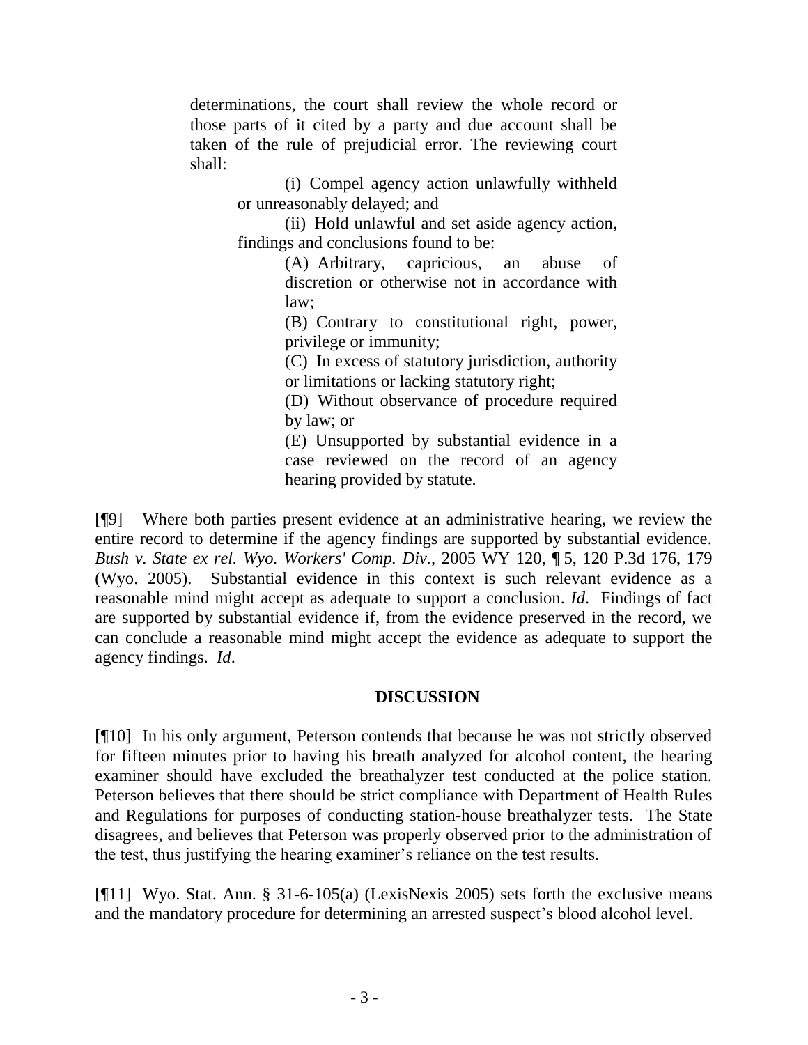> determinations, the court shall review the whole record or those parts of it cited by a party and due account shall be taken of the rule of prejudicial error. The reviewing court shall:
>
> (i) Compel agency action unlawfully withheld or unreasonably delayed; and
>
> (ii) Hold unlawful and set aside agency action, findings and conclusions found to be:
>
> (A) Arbitrary, capricious, an abuse of discretion or otherwise not in accordance with law;
>
> (B) Contrary to constitutional right, power, privilege or immunity;
>
> (C) In excess of statutory jurisdiction, authority or limitations or lacking statutory right;
>
> (D) Without observance of procedure required by law; or
>
> (E) Unsupported by substantial evidence in a case reviewed on the record of an agency hearing provided by statute.

[¶9] Where both parties present evidence at an administrative hearing, we review the entire record to determine if the agency findings are supported by substantial evidence. *Bush v. State ex rel. Wyo. Workers' Comp. Div.*, 2005 WY 120, ¶ 5, 120 P.3d 176, 179 (Wyo. 2005). Substantial evidence in this context is such relevant evidence as a reasonable mind might accept as adequate to support a conclusion. *Id*. Findings of fact are supported by substantial evidence if, from the evidence preserved in the record, we can conclude a reasonable mind might accept the evidence as adequate to support the agency findings. *Id*.

## DISCUSSION

[¶10] In his only argument, Peterson contends that because he was not strictly observed for fifteen minutes prior to having his breath analyzed for alcohol content, the hearing examiner should have excluded the breathalyzer test conducted at the police station. Peterson believes that there should be strict compliance with Department of Health Rules and Regulations for purposes of conducting station-house breathalyzer tests. The State disagrees, and believes that Peterson was properly observed prior to the administration of the test, thus justifying the hearing examiner's reliance on the test results.

[¶11] Wyo. Stat. Ann. § 31-6-105(a) (LexisNexis 2005) sets forth the exclusive means and the mandatory procedure for determining an arrested suspect's blood alcohol level.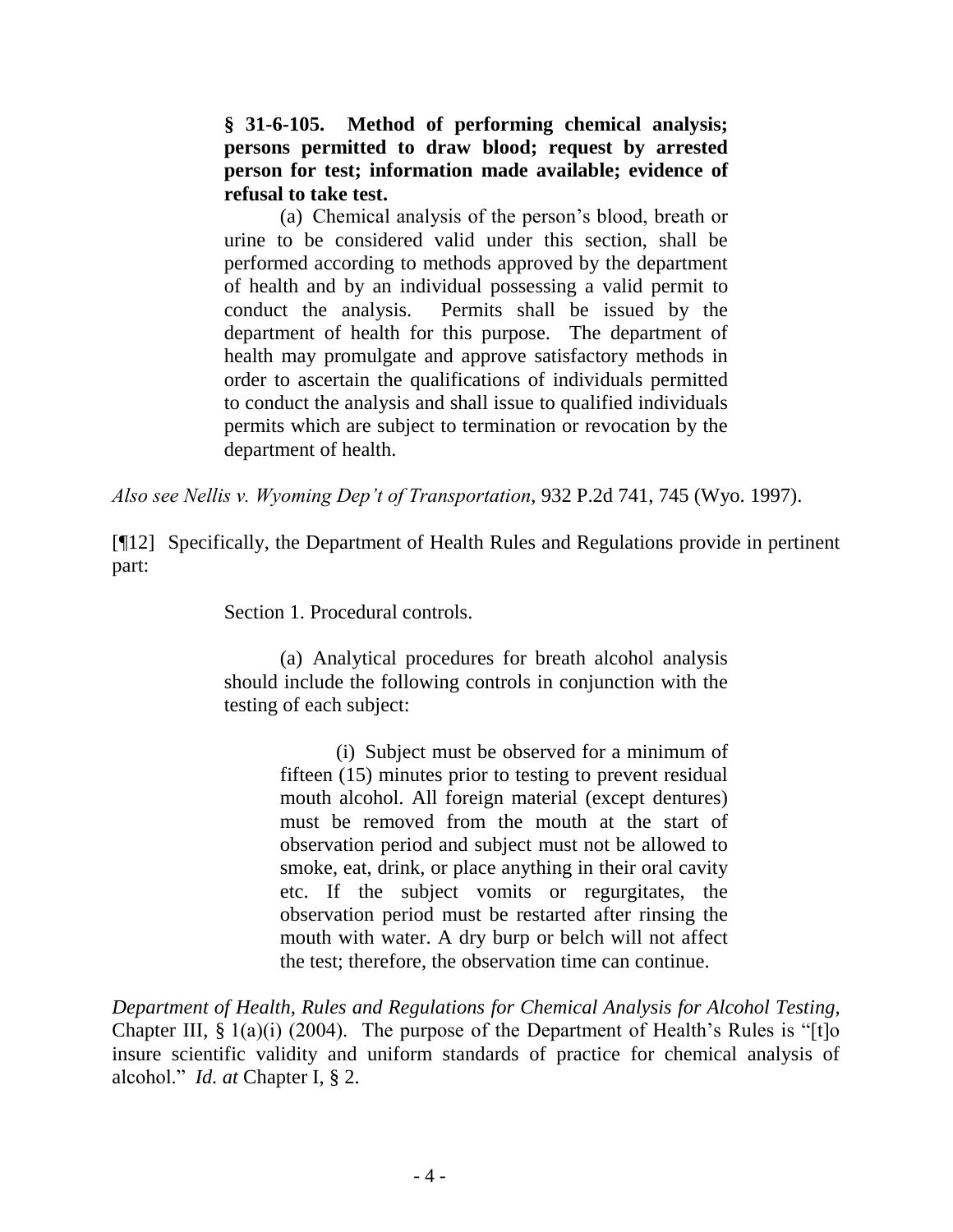> **§ 31-6-105. Method of performing chemical analysis; persons permitted to draw blood; request by arrested person for test; information made available; evidence of refusal to take test.**
>
> (a) Chemical analysis of the person's blood, breath or urine to be considered valid under this section, shall be performed according to methods approved by the department of health and by an individual possessing a valid permit to conduct the analysis. Permits shall be issued by the department of health for this purpose. The department of health may promulgate and approve satisfactory methods in order to ascertain the qualifications of individuals permitted to conduct the analysis and shall issue to qualified individuals permits which are subject to termination or revocation by the department of health.

*Also see Nellis v. Wyoming Dep't of Transportation*, 932 P.2d 741, 745 (Wyo. 1997).

[¶12] Specifically, the Department of Health Rules and Regulations provide in pertinent part:

> Section 1. Procedural controls.
>
> (a) Analytical procedures for breath alcohol analysis should include the following controls in conjunction with the testing of each subject:
>
> > (i) Subject must be observed for a minimum of fifteen (15) minutes prior to testing to prevent residual mouth alcohol. All foreign material (except dentures) must be removed from the mouth at the start of observation period and subject must not be allowed to smoke, eat, drink, or place anything in their oral cavity etc. If the subject vomits or regurgitates, the observation period must be restarted after rinsing the mouth with water. A dry burp or belch will not affect the test; therefore, the observation time can continue.

*Department of Health, Rules and Regulations for Chemical Analysis for Alcohol Testing*, Chapter III, § 1(a)(i) (2004). The purpose of the Department of Health's Rules is "[t]o insure scientific validity and uniform standards of practice for chemical analysis of alcohol." *Id. at* Chapter I, § 2.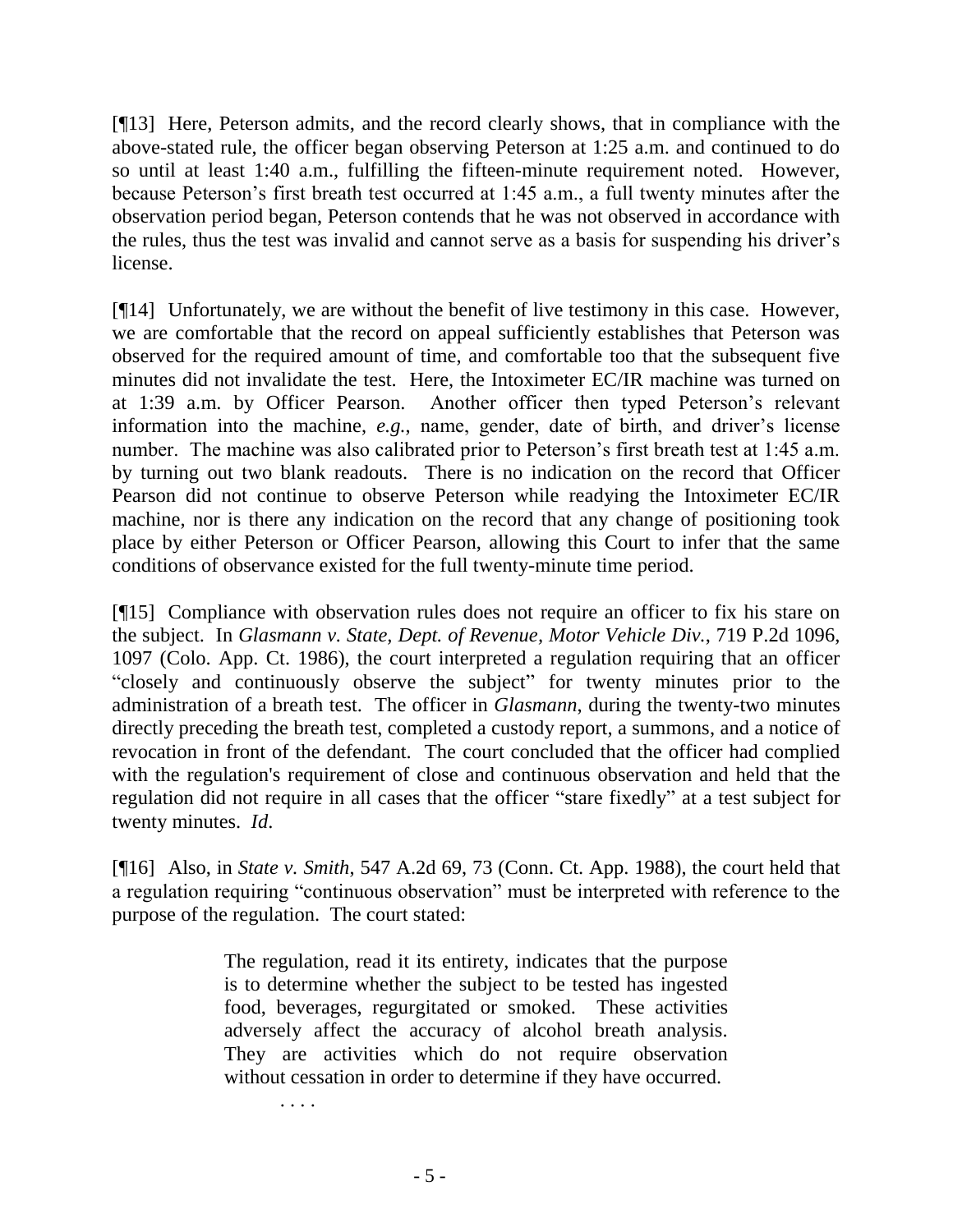[¶13] Here, Peterson admits, and the record clearly shows, that in compliance with the above-stated rule, the officer began observing Peterson at 1:25 a.m. and continued to do so until at least 1:40 a.m., fulfilling the fifteen-minute requirement noted. However, because Peterson's first breath test occurred at 1:45 a.m., a full twenty minutes after the observation period began, Peterson contends that he was not observed in accordance with the rules, thus the test was invalid and cannot serve as a basis for suspending his driver's license.

[¶14] Unfortunately, we are without the benefit of live testimony in this case. However, we are comfortable that the record on appeal sufficiently establishes that Peterson was observed for the required amount of time, and comfortable too that the subsequent five minutes did not invalidate the test. Here, the Intoximeter EC/IR machine was turned on at 1:39 a.m. by Officer Pearson. Another officer then typed Peterson's relevant information into the machine, *e.g.*, name, gender, date of birth, and driver's license number. The machine was also calibrated prior to Peterson's first breath test at 1:45 a.m. by turning out two blank readouts. There is no indication on the record that Officer Pearson did not continue to observe Peterson while readying the Intoximeter EC/IR machine, nor is there any indication on the record that any change of positioning took place by either Peterson or Officer Pearson, allowing this Court to infer that the same conditions of observance existed for the full twenty-minute time period.

[¶15] Compliance with observation rules does not require an officer to fix his stare on the subject. In *Glasmann v. State, Dept. of Revenue, Motor Vehicle Div.*, 719 P.2d 1096, 1097 (Colo. App. Ct. 1986), the court interpreted a regulation requiring that an officer "closely and continuously observe the subject" for twenty minutes prior to the administration of a breath test. The officer in *Glasmann*, during the twenty-two minutes directly preceding the breath test, completed a custody report, a summons, and a notice of revocation in front of the defendant. The court concluded that the officer had complied with the regulation's requirement of close and continuous observation and held that the regulation did not require in all cases that the officer "stare fixedly" at a test subject for twenty minutes. *Id.*

[¶16] Also, in *State v. Smith*, 547 A.2d 69, 73 (Conn. Ct. App. 1988), the court held that a regulation requiring "continuous observation" must be interpreted with reference to the purpose of the regulation. The court stated:

> The regulation, read it its entirety, indicates that the purpose is to determine whether the subject to be tested has ingested food, beverages, regurgitated or smoked. These activities adversely affect the accuracy of alcohol breath analysis. They are activities which do not require observation without cessation in order to determine if they have occurred.
>
> . . . .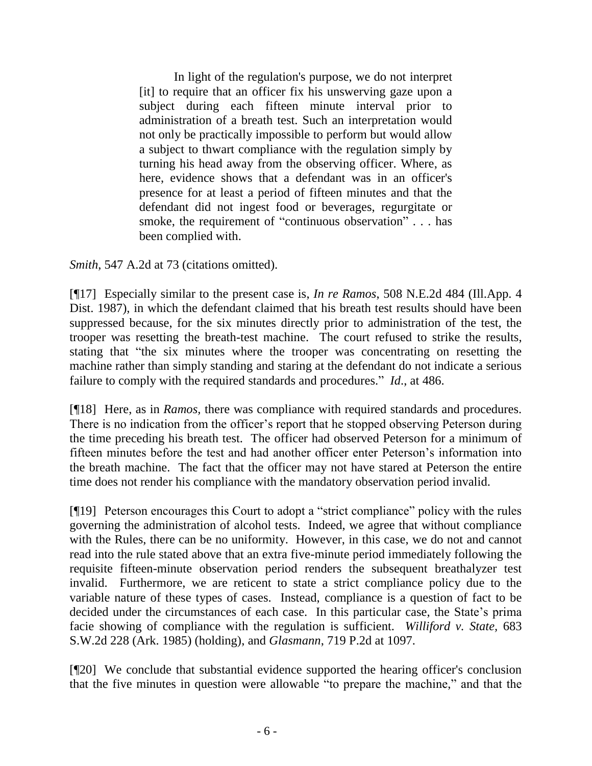> In light of the regulation's purpose, we do not interpret [it] to require that an officer fix his unswerving gaze upon a subject during each fifteen minute interval prior to administration of a breath test. Such an interpretation would not only be practically impossible to perform but would allow a subject to thwart compliance with the regulation simply by turning his head away from the observing officer. Where, as here, evidence shows that a defendant was in an officer's presence for at least a period of fifteen minutes and that the defendant did not ingest food or beverages, regurgitate or smoke, the requirement of "continuous observation" . . . has been complied with.

*Smith*, 547 A.2d at 73 (citations omitted).

[¶17] Especially similar to the present case is, *In re Ramos*, 508 N.E.2d 484 (Ill.App. 4 Dist. 1987), in which the defendant claimed that his breath test results should have been suppressed because, for the six minutes directly prior to administration of the test, the trooper was resetting the breath-test machine. The court refused to strike the results, stating that "the six minutes where the trooper was concentrating on resetting the machine rather than simply standing and staring at the defendant do not indicate a serious failure to comply with the required standards and procedures." *Id*., at 486.

[¶18] Here, as in *Ramos*, there was compliance with required standards and procedures. There is no indication from the officer's report that he stopped observing Peterson during the time preceding his breath test. The officer had observed Peterson for a minimum of fifteen minutes before the test and had another officer enter Peterson's information into the breath machine. The fact that the officer may not have stared at Peterson the entire time does not render his compliance with the mandatory observation period invalid.

[¶19] Peterson encourages this Court to adopt a "strict compliance" policy with the rules governing the administration of alcohol tests. Indeed, we agree that without compliance with the Rules, there can be no uniformity. However, in this case, we do not and cannot read into the rule stated above that an extra five-minute period immediately following the requisite fifteen-minute observation period renders the subsequent breathalyzer test invalid. Furthermore, we are reticent to state a strict compliance policy due to the variable nature of these types of cases. Instead, compliance is a question of fact to be decided under the circumstances of each case. In this particular case, the State's prima facie showing of compliance with the regulation is sufficient. *Williford v. State*, 683 S.W.2d 228 (Ark. 1985) (holding), and *Glasmann*, 719 P.2d at 1097.

[¶20] We conclude that substantial evidence supported the hearing officer's conclusion that the five minutes in question were allowable "to prepare the machine," and that the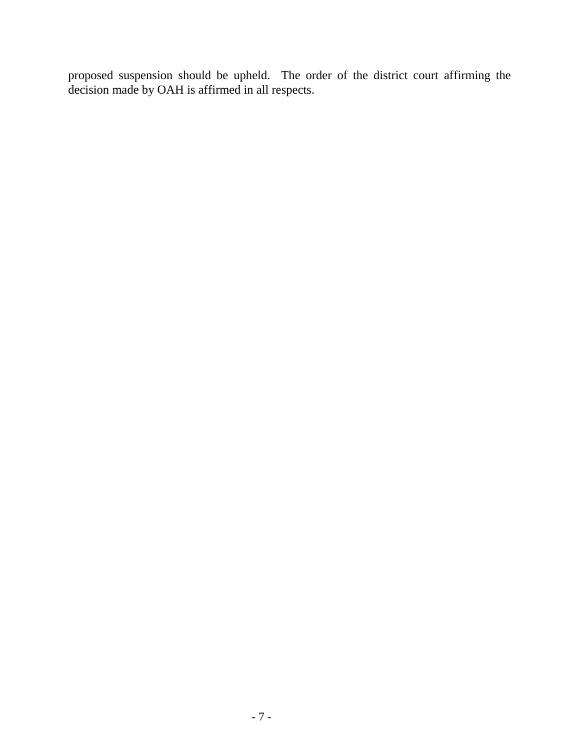proposed suspension should be upheld. The order of the district court affirming the decision made by OAH is affirmed in all respects.